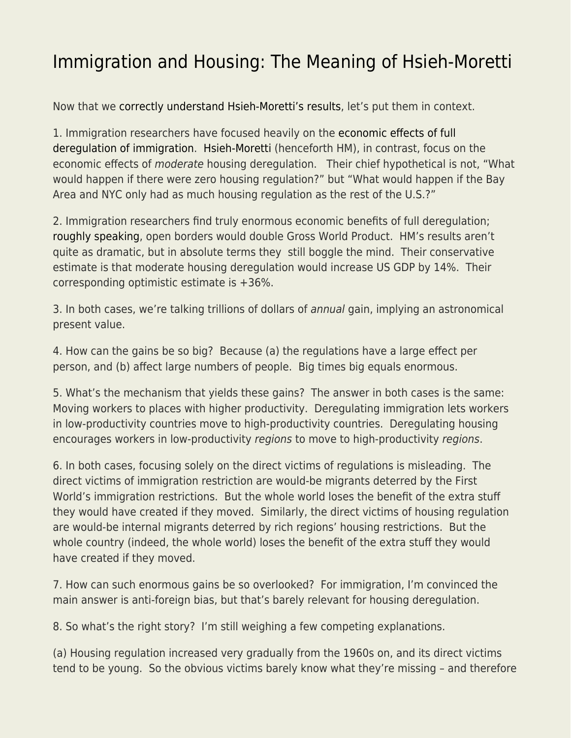# Immigration and Housing: The Meaning of Hsieh-Moretti

Now that we correctly understand Hsieh-Moretti's results, let's put them in context.

1. Immigration researchers have focused heavily on the economic effects of full deregulation of immigration. Hsieh-Moretti (henceforth HM), in contrast, focus on the economic effects of *moderate* housing deregulation. Their chief hypothetical is not, "What would happen if there were zero housing regulation?" but "What would happen if the Bay Area and NYC only had as much housing regulation as the rest of the U.S.?"

2. Immigration researchers find truly enormous economic benefits of full deregulation; roughly speaking, open borders would double Gross World Product. HM's results aren't quite as dramatic, but in absolute terms they still boggle the mind. Their conservative estimate is that moderate housing deregulation would increase US GDP by 14%. Their corresponding optimistic estimate is +36%.

3. In both cases, we're talking trillions of dollars of *annual* gain, implying an astronomical present value.

4. How can the gains be so big? Because (a) the regulations have a large effect per person, and (b) affect large numbers of people. Big times big equals enormous.

5. What's the mechanism that yields these gains? The answer in both cases is the same: Moving workers to places with higher productivity. Deregulating immigration lets workers in low-productivity countries move to high-productivity countries. Deregulating housing encourages workers in low-productivity *regions* to move to high-productivity *regions*.

6. In both cases, focusing solely on the direct victims of regulations is misleading. The direct victims of immigration restriction are would-be migrants deterred by the First World's immigration restrictions. But the whole world loses the benefit of the extra stuff they would have created if they moved. Similarly, the direct victims of housing regulation are would-be internal migrants deterred by rich regions' housing restrictions. But the whole country (indeed, the whole world) loses the benefit of the extra stuff they would have created if they moved.

7. How can such enormous gains be so overlooked? For immigration, I'm convinced the main answer is anti-foreign bias, but that's barely relevant for housing deregulation.

8. So what's the right story? I'm still weighing a few competing explanations.

(a) Housing regulation increased very gradually from the 1960s on, and its direct victims tend to be young. So the obvious victims barely know what they're missing – and therefore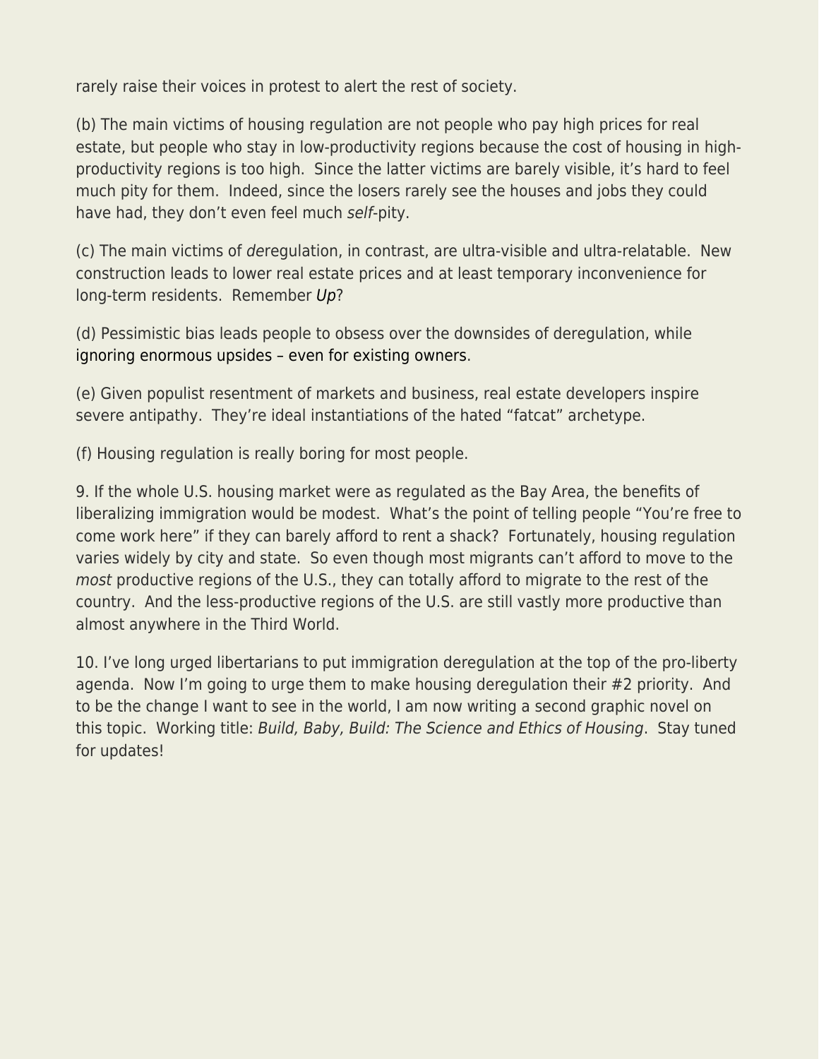rarely raise their voices in protest to alert the rest of society.

(b) The main victims of housing regulation are not people who pay high prices for real estate, but people who stay in low-productivity regions because the cost of housing in high-productivity regions is too high. Since the latter victims are barely visible, it's hard to feel much pity for them. Indeed, since the losers rarely see the houses and jobs they could have had, they don't even feel much *self*-pity.

(c) The main victims of *de*regulation, in contrast, are ultra-visible and ultra-relatable. New construction leads to lower real estate prices and at least temporary inconvenience for long-term residents. Remember *Up*?

(d) Pessimistic bias leads people to obsess over the downsides of deregulation, while ignoring enormous upsides – even for existing owners.

(e) Given populist resentment of markets and business, real estate developers inspire severe antipathy. They're ideal instantiations of the hated "fatcat" archetype.

(f) Housing regulation is really boring for most people.

9. If the whole U.S. housing market were as regulated as the Bay Area, the benefits of liberalizing immigration would be modest. What's the point of telling people "You're free to come work here" if they can barely afford to rent a shack? Fortunately, housing regulation varies widely by city and state. So even though most migrants can't afford to move to the *most* productive regions of the U.S., they can totally afford to migrate to the rest of the country. And the less-productive regions of the U.S. are still vastly more productive than almost anywhere in the Third World.

10. I've long urged libertarians to put immigration deregulation at the top of the pro-liberty agenda. Now I'm going to urge them to make housing deregulation their #2 priority. And to be the change I want to see in the world, I am now writing a second graphic novel on this topic. Working title: *Build, Baby, Build: The Science and Ethics of Housing*. Stay tuned for updates!